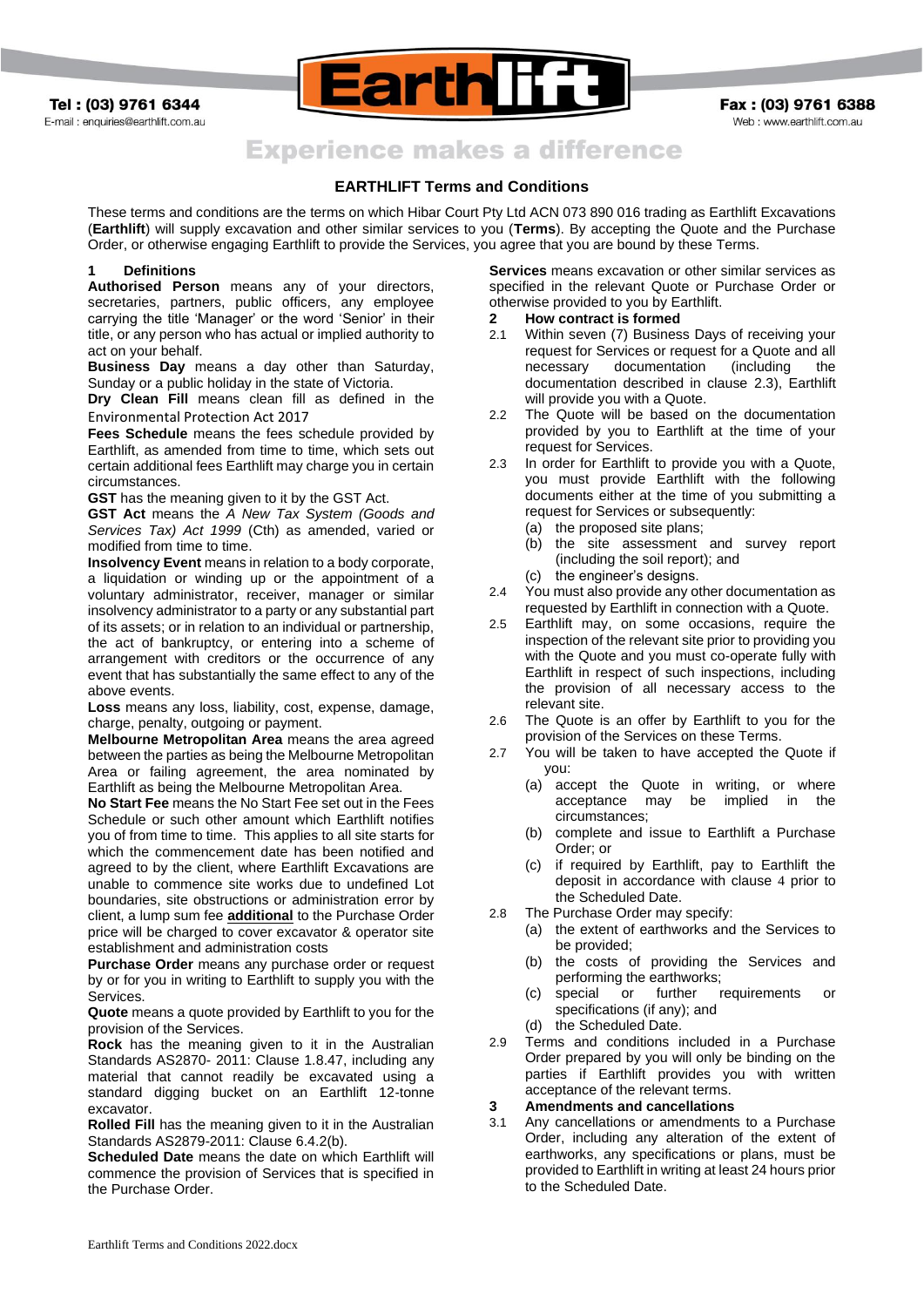Tel : (03) 9761 6344
E-mail : enquiries@earthlift.com.au

Fax : (03) 9761 6388
Web : www.earthlift.com.au

Experience makes a difference

## EARTHLIFT Terms and Conditions

These terms and conditions are the terms on which Hibar Court Pty Ltd ACN 073 890 016 trading as Earthlift Excavations (**Earthlift**) will supply excavation and other similar services to you (**Terms**). By accepting the Quote and the Purchase Order, or otherwise engaging Earthlift to provide the Services, you agree that you are bound by these Terms.

### 1 Definitions

**Authorised Person** means any of your directors, secretaries, partners, public officers, any employee carrying the title 'Manager' or the word 'Senior' in their title, or any person who has actual or implied authority to act on your behalf.

**Business Day** means a day other than Saturday, Sunday or a public holiday in the state of Victoria.

**Dry Clean Fill** means clean fill as defined in the Environmental Protection Act 2017

**Fees Schedule** means the fees schedule provided by Earthlift, as amended from time to time, which sets out certain additional fees Earthlift may charge you in certain circumstances.

**GST** has the meaning given to it by the GST Act.

**GST Act** means the *A New Tax System (Goods and Services Tax) Act 1999* (Cth) as amended, varied or modified from time to time.

**Insolvency Event** means in relation to a body corporate, a liquidation or winding up or the appointment of a voluntary administrator, receiver, manager or similar insolvency administrator to a party or any substantial part of its assets; or in relation to an individual or partnership, the act of bankruptcy, or entering into a scheme of arrangement with creditors or the occurrence of any event that has substantially the same effect to any of the above events.

**Loss** means any loss, liability, cost, expense, damage, charge, penalty, outgoing or payment.

**Melbourne Metropolitan Area** means the area agreed between the parties as being the Melbourne Metropolitan Area or failing agreement, the area nominated by Earthlift as being the Melbourne Metropolitan Area.

**No Start Fee** means the No Start Fee set out in the Fees Schedule or such other amount which Earthlift notifies you of from time to time. This applies to all site starts for which the commencement date has been notified and agreed to by the client, where Earthlift Excavations are unable to commence site works due to undefined Lot boundaries, site obstructions or administration error by client, a lump sum fee **additional** to the Purchase Order price will be charged to cover excavator & operator site establishment and administration costs

**Purchase Order** means any purchase order or request by or for you in writing to Earthlift to supply you with the Services.

**Quote** means a quote provided by Earthlift to you for the provision of the Services.

**Rock** has the meaning given to it in the Australian Standards AS2870- 2011: Clause 1.8.47, including any material that cannot readily be excavated using a standard digging bucket on an Earthlift 12-tonne excavator.

**Rolled Fill** has the meaning given to it in the Australian Standards AS2879-2011: Clause 6.4.2(b).

**Scheduled Date** means the date on which Earthlift will commence the provision of Services that is specified in the Purchase Order.

**Services** means excavation or other similar services as specified in the relevant Quote or Purchase Order or otherwise provided to you by Earthlift.

### 2 How contract is formed

2.1 Within seven (7) Business Days of receiving your request for Services or request for a Quote and all necessary documentation (including the documentation described in clause 2.3), Earthlift will provide you with a Quote.

2.2 The Quote will be based on the documentation provided by you to Earthlift at the time of your request for Services.

2.3 In order for Earthlift to provide you with a Quote, you must provide Earthlift with the following documents either at the time of you submitting a request for Services or subsequently:

(a) the proposed site plans;

(b) the site assessment and survey report (including the soil report); and

(c) the engineer's designs.

2.4 You must also provide any other documentation as requested by Earthlift in connection with a Quote.

2.5 Earthlift may, on some occasions, require the inspection of the relevant site prior to providing you with the Quote and you must co-operate fully with Earthlift in respect of such inspections, including the provision of all necessary access to the relevant site.

2.6 The Quote is an offer by Earthlift to you for the provision of the Services on these Terms.

2.7 You will be taken to have accepted the Quote if you:

(a) accept the Quote in writing, or where acceptance may be implied in the circumstances;

(b) complete and issue to Earthlift a Purchase Order; or

(c) if required by Earthlift, pay to Earthlift the deposit in accordance with clause 4 prior to the Scheduled Date.

2.8 The Purchase Order may specify:

(a) the extent of earthworks and the Services to be provided;

(b) the costs of providing the Services and performing the earthworks;

(c) special or further requirements or specifications (if any); and

(d) the Scheduled Date.

2.9 Terms and conditions included in a Purchase Order prepared by you will only be binding on the parties if Earthlift provides you with written acceptance of the relevant terms.

### 3 Amendments and cancellations

3.1 Any cancellations or amendments to a Purchase Order, including any alteration of the extent of earthworks, any specifications or plans, must be provided to Earthlift in writing at least 24 hours prior to the Scheduled Date.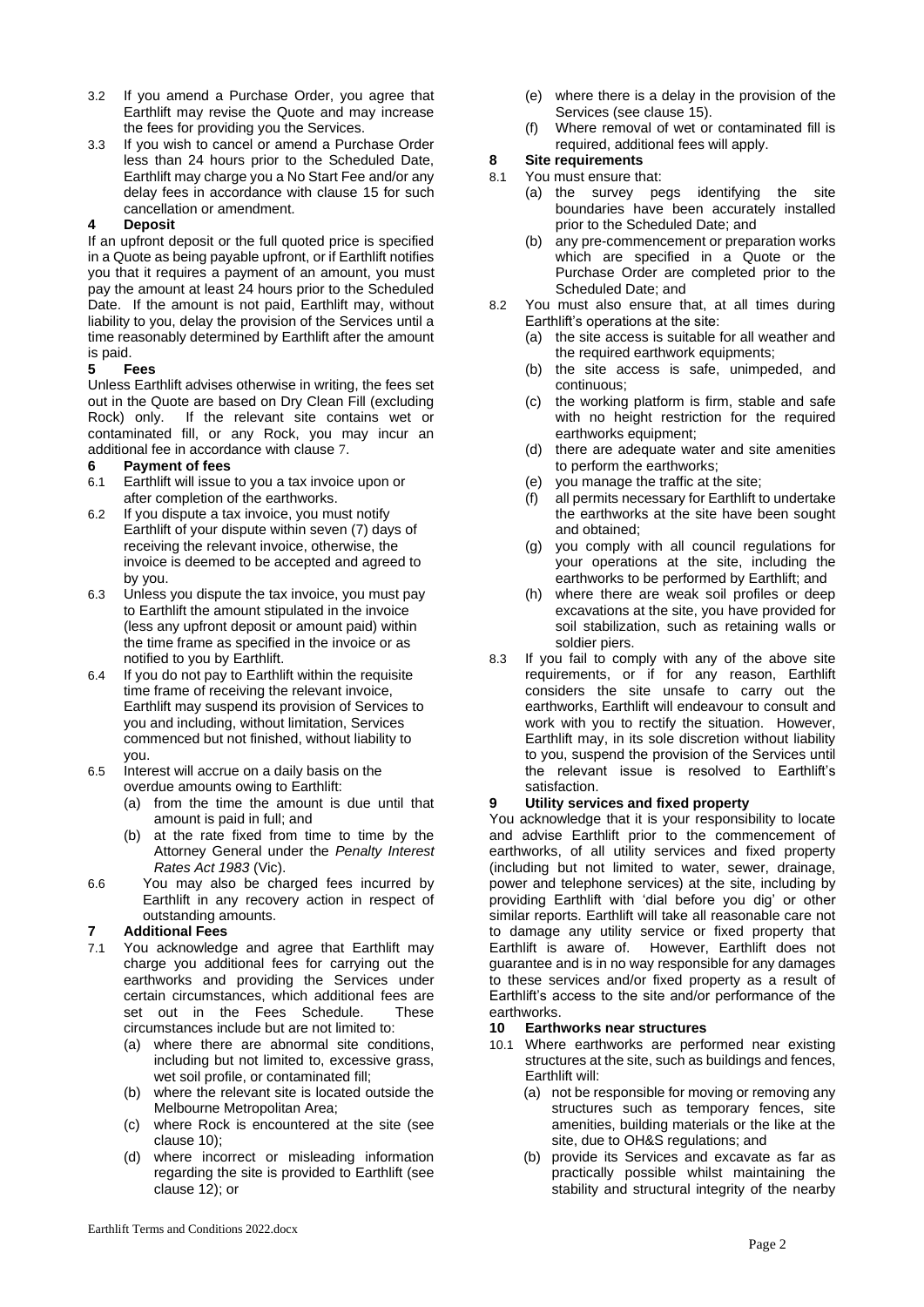3.2 If you amend a Purchase Order, you agree that Earthlift may revise the Quote and may increase the fees for providing you the Services.

3.3 If you wish to cancel or amend a Purchase Order less than 24 hours prior to the Scheduled Date, Earthlift may charge you a No Start Fee and/or any delay fees in accordance with clause 15 for such cancellation or amendment.

## 4 Deposit

If an upfront deposit or the full quoted price is specified in a Quote as being payable upfront, or if Earthlift notifies you that it requires a payment of an amount, you must pay the amount at least 24 hours prior to the Scheduled Date. If the amount is not paid, Earthlift may, without liability to you, delay the provision of the Services until a time reasonably determined by Earthlift after the amount is paid.

## 5 Fees

Unless Earthlift advises otherwise in writing, the fees set out in the Quote are based on Dry Clean Fill (excluding Rock) only. If the relevant site contains wet or contaminated fill, or any Rock, you may incur an additional fee in accordance with clause 7.

## 6 Payment of fees

6.1 Earthlift will issue to you a tax invoice upon or after completion of the earthworks.

6.2 If you dispute a tax invoice, you must notify Earthlift of your dispute within seven (7) days of receiving the relevant invoice, otherwise, the invoice is deemed to be accepted and agreed to by you.

6.3 Unless you dispute the tax invoice, you must pay to Earthlift the amount stipulated in the invoice (less any upfront deposit or amount paid) within the time frame as specified in the invoice or as notified to you by Earthlift.

6.4 If you do not pay to Earthlift within the requisite time frame of receiving the relevant invoice, Earthlift may suspend its provision of Services to you and including, without limitation, Services commenced but not finished, without liability to you.

6.5 Interest will accrue on a daily basis on the overdue amounts owing to Earthlift:

(a) from the time the amount is due until that amount is paid in full; and

(b) at the rate fixed from time to time by the Attorney General under the *Penalty Interest Rates Act 1983* (Vic).

6.6 You may also be charged fees incurred by Earthlift in any recovery action in respect of outstanding amounts.

## 7 Additional Fees

7.1 You acknowledge and agree that Earthlift may charge you additional fees for carrying out the earthworks and providing the Services under certain circumstances, which additional fees are set out in the Fees Schedule. These circumstances include but are not limited to:

(a) where there are abnormal site conditions, including but not limited to, excessive grass, wet soil profile, or contaminated fill;

(b) where the relevant site is located outside the Melbourne Metropolitan Area;

(c) where Rock is encountered at the site (see clause 10);

(d) where incorrect or misleading information regarding the site is provided to Earthlift (see clause 12); or

(e) where there is a delay in the provision of the Services (see clause 15).

(f) Where removal of wet or contaminated fill is required, additional fees will apply.

## 8 Site requirements

8.1 You must ensure that:

(a) the survey pegs identifying the site boundaries have been accurately installed prior to the Scheduled Date; and

(b) any pre-commencement or preparation works which are specified in a Quote or the Purchase Order are completed prior to the Scheduled Date; and

8.2 You must also ensure that, at all times during Earthlift's operations at the site:

(a) the site access is suitable for all weather and the required earthwork equipments;

(b) the site access is safe, unimpeded, and continuous;

(c) the working platform is firm, stable and safe with no height restriction for the required earthworks equipment;

(d) there are adequate water and site amenities to perform the earthworks;

(e) you manage the traffic at the site;

(f) all permits necessary for Earthlift to undertake the earthworks at the site have been sought and obtained;

(g) you comply with all council regulations for your operations at the site, including the earthworks to be performed by Earthlift; and

(h) where there are weak soil profiles or deep excavations at the site, you have provided for soil stabilization, such as retaining walls or soldier piers.

8.3 If you fail to comply with any of the above site requirements, or if for any reason, Earthlift considers the site unsafe to carry out the earthworks, Earthlift will endeavour to consult and work with you to rectify the situation. However, Earthlift may, in its sole discretion without liability to you, suspend the provision of the Services until the relevant issue is resolved to Earthlift's satisfaction.

## 9 Utility services and fixed property

You acknowledge that it is your responsibility to locate and advise Earthlift prior to the commencement of earthworks, of all utility services and fixed property (including but not limited to water, sewer, drainage, power and telephone services) at the site, including by providing Earthlift with 'dial before you dig' or other similar reports. Earthlift will take all reasonable care not to damage any utility service or fixed property that Earthlift is aware of. However, Earthlift does not guarantee and is in no way responsible for any damages to these services and/or fixed property as a result of Earthlift's access to the site and/or performance of the earthworks.

## 10 Earthworks near structures

10.1 Where earthworks are performed near existing structures at the site, such as buildings and fences, Earthlift will:

(a) not be responsible for moving or removing any structures such as temporary fences, site amenities, building materials or the like at the site, due to OH&S regulations; and

(b) provide its Services and excavate as far as practically possible whilst maintaining the stability and structural integrity of the nearby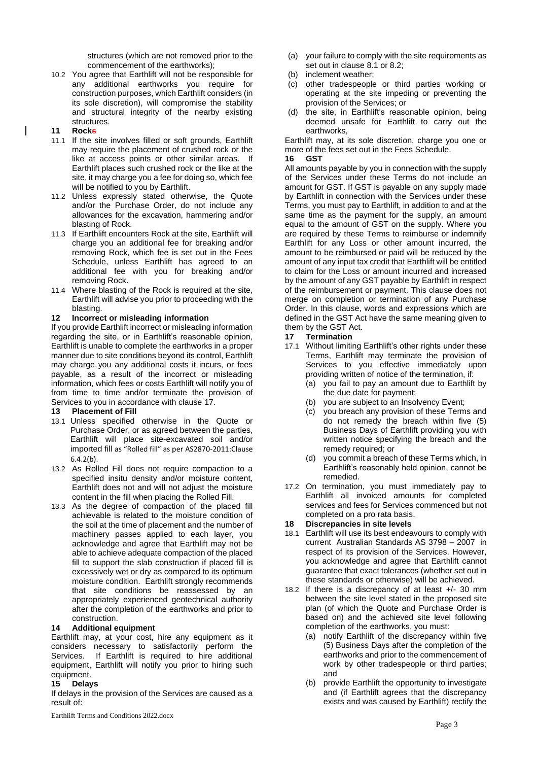structures (which are not removed prior to the commencement of the earthworks);

10.2 You agree that Earthlift will not be responsible for any additional earthworks you require for construction purposes, which Earthlift considers (in its sole discretion), will compromise the stability and structural integrity of the nearby existing structures.

**11 Rocks**

11.1 If the site involves filled or soft grounds, Earthlift may require the placement of crushed rock or the like at access points or other similar areas. If Earthlift places such crushed rock or the like at the site, it may charge you a fee for doing so, which fee will be notified to you by Earthlift.

11.2 Unless expressly stated otherwise, the Quote and/or the Purchase Order, do not include any allowances for the excavation, hammering and/or blasting of Rock.

11.3 If Earthlift encounters Rock at the site, Earthlift will charge you an additional fee for breaking and/or removing Rock, which fee is set out in the Fees Schedule, unless Earthlift has agreed to an additional fee with you for breaking and/or removing Rock.

11.4 Where blasting of the Rock is required at the site, Earthlift will advise you prior to proceeding with the blasting.

**12 Incorrect or misleading information**

If you provide Earthlift incorrect or misleading information regarding the site, or in Earthlift's reasonable opinion, Earthlift is unable to complete the earthworks in a proper manner due to site conditions beyond its control, Earthlift may charge you any additional costs it incurs, or fees payable, as a result of the incorrect or misleading information, which fees or costs Earthlift will notify you of from time to time and/or terminate the provision of Services to you in accordance with clause 17.

**13 Placement of Fill**

13.1 Unless specified otherwise in the Quote or Purchase Order, or as agreed between the parties, Earthlift will place site-excavated soil and/or imported fill as "Rolled fill" as per AS2870-2011:Clause 6.4.2(b).

13.2 As Rolled Fill does not require compaction to a specified insitu density and/or moisture content, Earthlift does not and will not adjust the moisture content in the fill when placing the Rolled Fill.

13.3 As the degree of compaction of the placed fill achievable is related to the moisture condition of the soil at the time of placement and the number of machinery passes applied to each layer, you acknowledge and agree that Earthlift may not be able to achieve adequate compaction of the placed fill to support the slab construction if placed fill is excessively wet or dry as compared to its optimum moisture condition. Earthlift strongly recommends that site conditions be reassessed by an appropriately experienced geotechnical authority after the completion of the earthworks and prior to construction.

**14 Additional equipment**

Earthlift may, at your cost, hire any equipment as it considers necessary to satisfactorily perform the Services. If Earthlift is required to hire additional equipment, Earthlift will notify you prior to hiring such equipment.

**15 Delays**

If delays in the provision of the Services are caused as a result of:

(a) your failure to comply with the site requirements as set out in clause 8.1 or 8.2;
(b) inclement weather;
(c) other tradespeople or third parties working or operating at the site impeding or preventing the provision of the Services; or
(d) the site, in Earthlift's reasonable opinion, being deemed unsafe for Earthlift to carry out the earthworks,

Earthlift may, at its sole discretion, charge you one or more of the fees set out in the Fees Schedule.

**16 GST**

All amounts payable by you in connection with the supply of the Services under these Terms do not include an amount for GST. If GST is payable on any supply made by Earthlift in connection with the Services under these Terms, you must pay to Earthlift, in addition to and at the same time as the payment for the supply, an amount equal to the amount of GST on the supply. Where you are required by these Terms to reimburse or indemnify Earthlift for any Loss or other amount incurred, the amount to be reimbursed or paid will be reduced by the amount of any input tax credit that Earthlift will be entitled to claim for the Loss or amount incurred and increased by the amount of any GST payable by Earthlift in respect of the reimbursement or payment. This clause does not merge on completion or termination of any Purchase Order. In this clause, words and expressions which are defined in the GST Act have the same meaning given to them by the GST Act.

**17 Termination**

17.1 Without limiting Earthlift's other rights under these Terms, Earthlift may terminate the provision of Services to you effective immediately upon providing written of notice of the termination, if:

(a) you fail to pay an amount due to Earthlift by the due date for payment;
(b) you are subject to an Insolvency Event;
(c) you breach any provision of these Terms and do not remedy the breach within five (5) Business Days of Earthlift providing you with written notice specifying the breach and the remedy required; or
(d) you commit a breach of these Terms which, in Earthlift's reasonably held opinion, cannot be remedied.

17.2 On termination, you must immediately pay to Earthlift all invoiced amounts for completed services and fees for Services commenced but not completed on a pro rata basis.

**18 Discrepancies in site levels**

18.1 Earthlift will use its best endeavours to comply with current Australian Standards AS 3798 – 2007 in respect of its provision of the Services. However, you acknowledge and agree that Earthlift cannot guarantee that exact tolerances (whether set out in these standards or otherwise) will be achieved.

18.2 If there is a discrepancy of at least +/- 30 mm between the site level stated in the proposed site plan (of which the Quote and Purchase Order is based on) and the achieved site level following completion of the earthworks, you must:

(a) notify Earthlift of the discrepancy within five (5) Business Days after the completion of the earthworks and prior to the commencement of work by other tradespeople or third parties; and
(b) provide Earthlift the opportunity to investigate and (if Earthlift agrees that the discrepancy exists and was caused by Earthlift) rectify the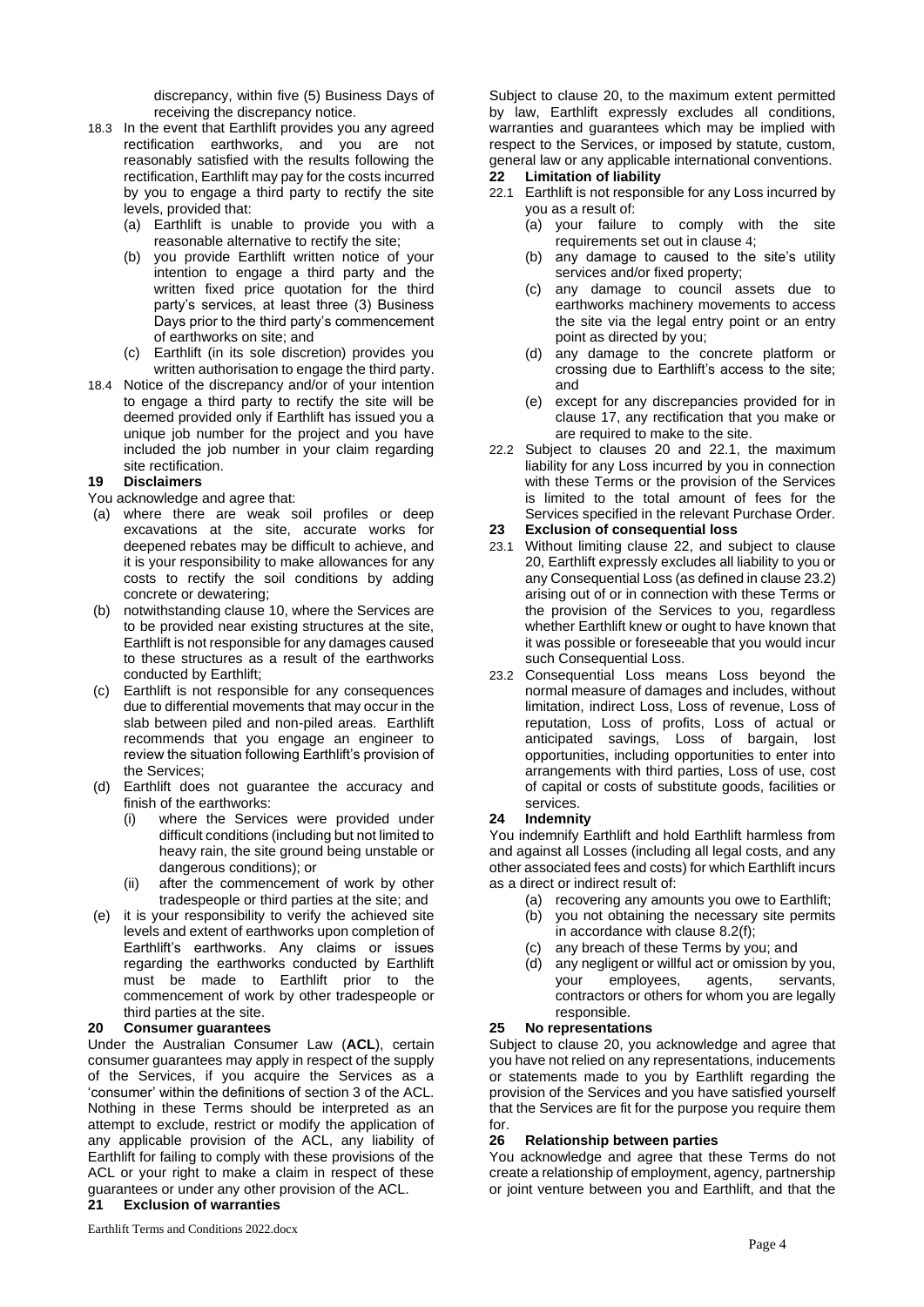discrepancy, within five (5) Business Days of receiving the discrepancy notice.

18.3 In the event that Earthlift provides you any agreed rectification earthworks, and you are not reasonably satisfied with the results following the rectification, Earthlift may pay for the costs incurred by you to engage a third party to rectify the site levels, provided that:

(a) Earthlift is unable to provide you with a reasonable alternative to rectify the site;

(b) you provide Earthlift written notice of your intention to engage a third party and the written fixed price quotation for the third party's services, at least three (3) Business Days prior to the third party's commencement of earthworks on site; and

(c) Earthlift (in its sole discretion) provides you written authorisation to engage the third party.

18.4 Notice of the discrepancy and/or of your intention to engage a third party to rectify the site will be deemed provided only if Earthlift has issued you a unique job number for the project and you have included the job number in your claim regarding site rectification.

## 19 Disclaimers

You acknowledge and agree that:

(a) where there are weak soil profiles or deep excavations at the site, accurate works for deepened rebates may be difficult to achieve, and it is your responsibility to make allowances for any costs to rectify the soil conditions by adding concrete or dewatering;

(b) notwithstanding clause 10, where the Services are to be provided near existing structures at the site, Earthlift is not responsible for any damages caused to these structures as a result of the earthworks conducted by Earthlift;

(c) Earthlift is not responsible for any consequences due to differential movements that may occur in the slab between piled and non-piled areas. Earthlift recommends that you engage an engineer to review the situation following Earthlift's provision of the Services;

(d) Earthlift does not guarantee the accuracy and finish of the earthworks:

(i) where the Services were provided under difficult conditions (including but not limited to heavy rain, the site ground being unstable or dangerous conditions); or

(ii) after the commencement of work by other tradespeople or third parties at the site; and

(e) it is your responsibility to verify the achieved site levels and extent of earthworks upon completion of Earthlift's earthworks. Any claims or issues regarding the earthworks conducted by Earthlift must be made to Earthlift prior to the commencement of work by other tradespeople or third parties at the site.

## 20 Consumer guarantees

Under the Australian Consumer Law (**ACL**), certain consumer guarantees may apply in respect of the supply of the Services, if you acquire the Services as a 'consumer' within the definitions of section 3 of the ACL. Nothing in these Terms should be interpreted as an attempt to exclude, restrict or modify the application of any applicable provision of the ACL, any liability of Earthlift for failing to comply with these provisions of the ACL or your right to make a claim in respect of these guarantees or under any other provision of the ACL.

## 21 Exclusion of warranties

Subject to clause 20, to the maximum extent permitted by law, Earthlift expressly excludes all conditions, warranties and guarantees which may be implied with respect to the Services, or imposed by statute, custom, general law or any applicable international conventions.

## 22 Limitation of liability

22.1 Earthlift is not responsible for any Loss incurred by you as a result of:

(a) your failure to comply with the site requirements set out in clause 4;

(b) any damage to caused to the site's utility services and/or fixed property;

(c) any damage to council assets due to earthworks machinery movements to access the site via the legal entry point or an entry point as directed by you;

(d) any damage to the concrete platform or crossing due to Earthlift's access to the site; and

(e) except for any discrepancies provided for in clause 17, any rectification that you make or are required to make to the site.

22.2 Subject to clauses 20 and 22.1, the maximum liability for any Loss incurred by you in connection with these Terms or the provision of the Services is limited to the total amount of fees for the Services specified in the relevant Purchase Order.

## 23 Exclusion of consequential loss

23.1 Without limiting clause 22, and subject to clause 20, Earthlift expressly excludes all liability to you or any Consequential Loss (as defined in clause 23.2) arising out of or in connection with these Terms or the provision of the Services to you, regardless whether Earthlift knew or ought to have known that it was possible or foreseeable that you would incur such Consequential Loss.

23.2 Consequential Loss means Loss beyond the normal measure of damages and includes, without limitation, indirect Loss, Loss of revenue, Loss of reputation, Loss of profits, Loss of actual or anticipated savings, Loss of bargain, lost opportunities, including opportunities to enter into arrangements with third parties, Loss of use, cost of capital or costs of substitute goods, facilities or services.

## 24 Indemnity

You indemnify Earthlift and hold Earthlift harmless from and against all Losses (including all legal costs, and any other associated fees and costs) for which Earthlift incurs as a direct or indirect result of:

(a) recovering any amounts you owe to Earthlift;

(b) you not obtaining the necessary site permits in accordance with clause 8.2(f);

(c) any breach of these Terms by you; and

(d) any negligent or willful act or omission by you, your employees, agents, servants, contractors or others for whom you are legally responsible.

## 25 No representations

Subject to clause 20, you acknowledge and agree that you have not relied on any representations, inducements or statements made to you by Earthlift regarding the provision of the Services and you have satisfied yourself that the Services are fit for the purpose you require them for.

## 26 Relationship between parties

You acknowledge and agree that these Terms do not create a relationship of employment, agency, partnership or joint venture between you and Earthlift, and that the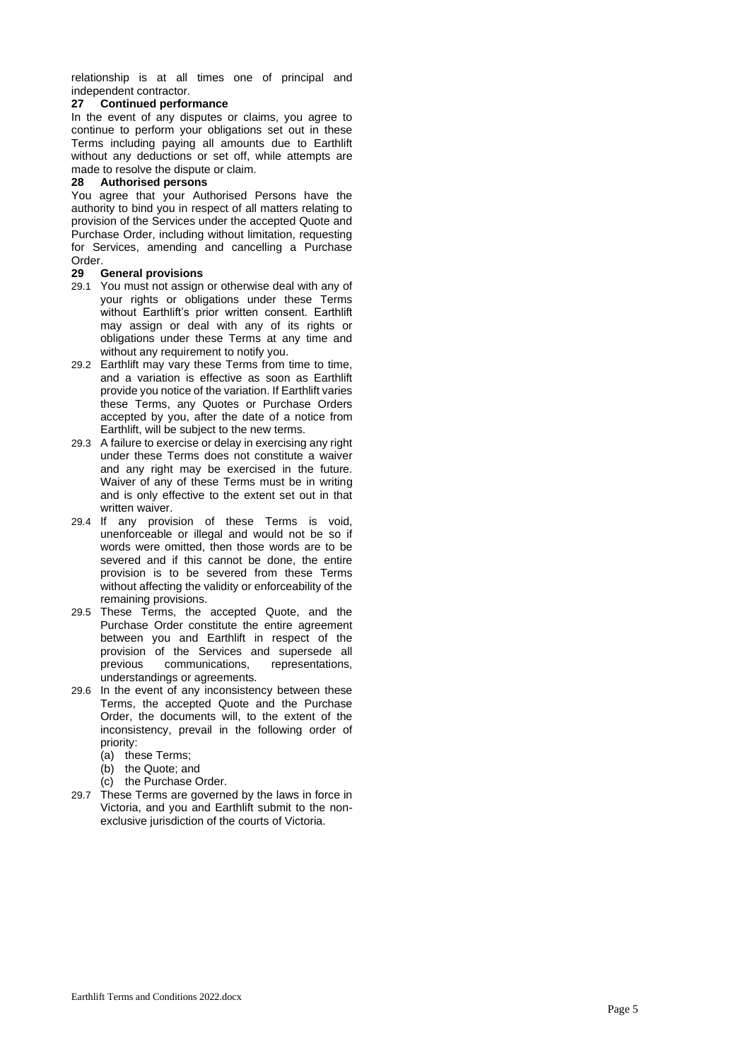relationship is at all times one of principal and independent contractor.

## 27 Continued performance

In the event of any disputes or claims, you agree to continue to perform your obligations set out in these Terms including paying all amounts due to Earthlift without any deductions or set off, while attempts are made to resolve the dispute or claim.

## 28 Authorised persons

You agree that your Authorised Persons have the authority to bind you in respect of all matters relating to provision of the Services under the accepted Quote and Purchase Order, including without limitation, requesting for Services, amending and cancelling a Purchase Order.

## 29 General provisions

29.1 You must not assign or otherwise deal with any of your rights or obligations under these Terms without Earthlift's prior written consent. Earthlift may assign or deal with any of its rights or obligations under these Terms at any time and without any requirement to notify you.

29.2 Earthlift may vary these Terms from time to time, and a variation is effective as soon as Earthlift provide you notice of the variation. If Earthlift varies these Terms, any Quotes or Purchase Orders accepted by you, after the date of a notice from Earthlift, will be subject to the new terms.

29.3 A failure to exercise or delay in exercising any right under these Terms does not constitute a waiver and any right may be exercised in the future. Waiver of any of these Terms must be in writing and is only effective to the extent set out in that written waiver.

29.4 If any provision of these Terms is void, unenforceable or illegal and would not be so if words were omitted, then those words are to be severed and if this cannot be done, the entire provision is to be severed from these Terms without affecting the validity or enforceability of the remaining provisions.

29.5 These Terms, the accepted Quote, and the Purchase Order constitute the entire agreement between you and Earthlift in respect of the provision of the Services and supersede all previous communications, representations, understandings or agreements.

29.6 In the event of any inconsistency between these Terms, the accepted Quote and the Purchase Order, the documents will, to the extent of the inconsistency, prevail in the following order of priority:

- (a) these Terms;
- (b) the Quote; and
- (c) the Purchase Order.

29.7 These Terms are governed by the laws in force in Victoria, and you and Earthlift submit to the non-exclusive jurisdiction of the courts of Victoria.